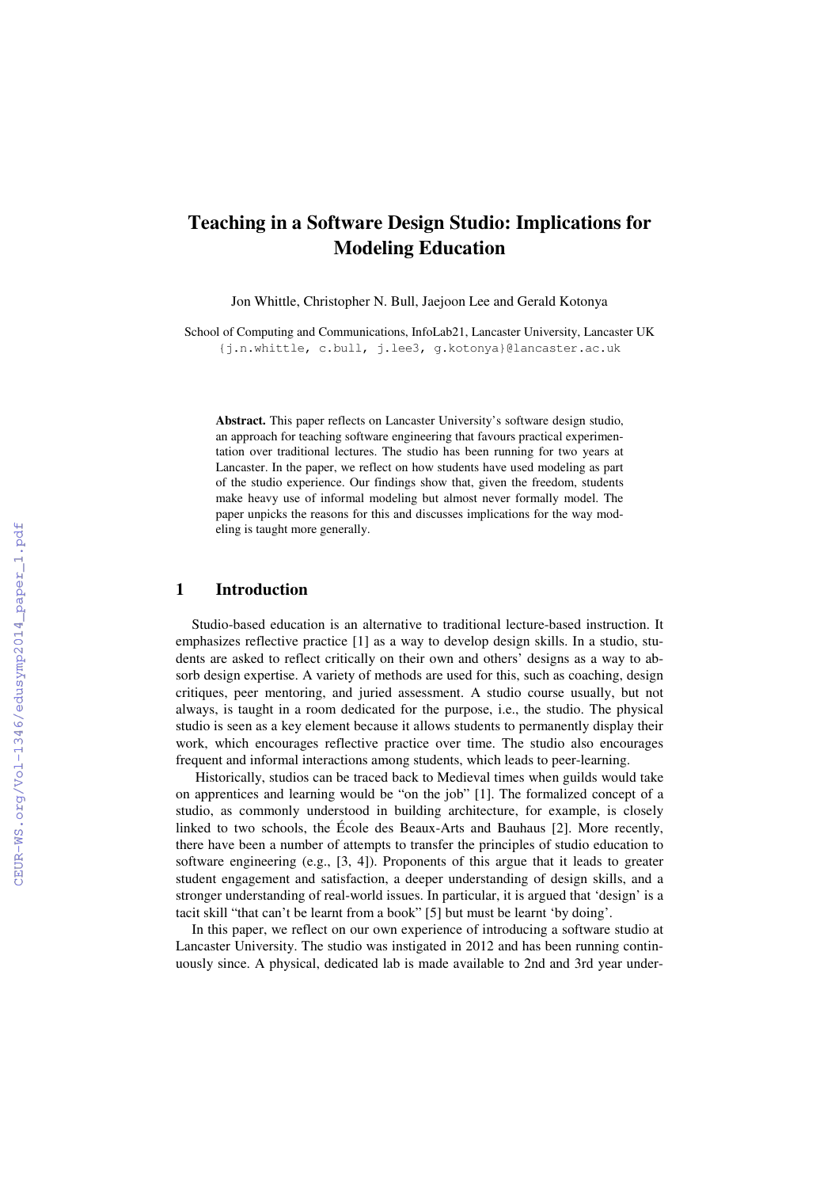# Teaching in a Software Design Studio: Implications for Modeling Education

Jon Whittle, Christopher N. Bull, Jaejoon Lee and Gerald Kotonya

School of Computing and Communications, InfoLab21, Lancaster University, Lancaster UK
{j.n.whittle, c.bull, j.lee3, g.kotonya}@lancaster.ac.uk

**Abstract.** This paper reflects on Lancaster University's software design studio, an approach for teaching software engineering that favours practical experimentation over traditional lectures. The studio has been running for two years at Lancaster. In the paper, we reflect on how students have used modeling as part of the studio experience. Our findings show that, given the freedom, students make heavy use of informal modeling but almost never formally model. The paper unpicks the reasons for this and discusses implications for the way modeling is taught more generally.

## 1 Introduction

Studio-based education is an alternative to traditional lecture-based instruction. It emphasizes reflective practice [1] as a way to develop design skills. In a studio, students are asked to reflect critically on their own and others' designs as a way to absorb design expertise. A variety of methods are used for this, such as coaching, design critiques, peer mentoring, and juried assessment. A studio course usually, but not always, is taught in a room dedicated for the purpose, i.e., the studio. The physical studio is seen as a key element because it allows students to permanently display their work, which encourages reflective practice over time. The studio also encourages frequent and informal interactions among students, which leads to peer-learning.

Historically, studios can be traced back to Medieval times when guilds would take on apprentices and learning would be "on the job" [1]. The formalized concept of a studio, as commonly understood in building architecture, for example, is closely linked to two schools, the École des Beaux-Arts and Bauhaus [2]. More recently, there have been a number of attempts to transfer the principles of studio education to software engineering (e.g., [3, 4]). Proponents of this argue that it leads to greater student engagement and satisfaction, a deeper understanding of design skills, and a stronger understanding of real-world issues. In particular, it is argued that 'design' is a tacit skill "that can't be learnt from a book" [5] but must be learnt 'by doing'.

In this paper, we reflect on our own experience of introducing a software studio at Lancaster University. The studio was instigated in 2012 and has been running continuously since. A physical, dedicated lab is made available to 2nd and 3rd year under-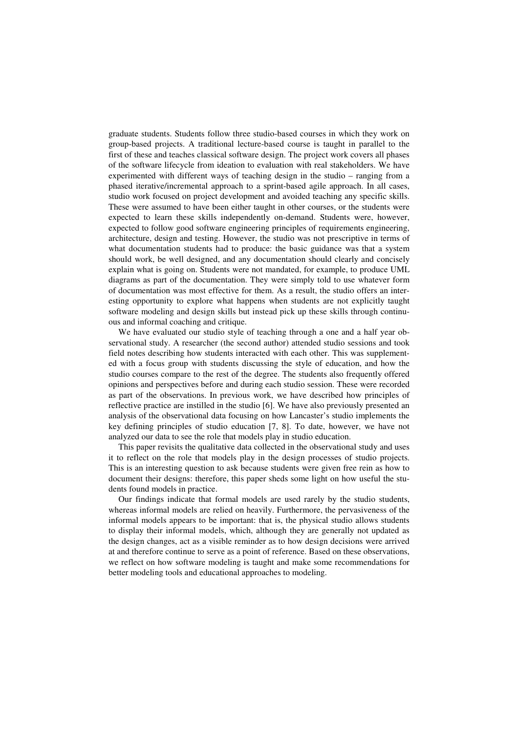graduate students. Students follow three studio-based courses in which they work on group-based projects. A traditional lecture-based course is taught in parallel to the first of these and teaches classical software design. The project work covers all phases of the software lifecycle from ideation to evaluation with real stakeholders. We have experimented with different ways of teaching design in the studio – ranging from a phased iterative/incremental approach to a sprint-based agile approach. In all cases, studio work focused on project development and avoided teaching any specific skills. These were assumed to have been either taught in other courses, or the students were expected to learn these skills independently on-demand. Students were, however, expected to follow good software engineering principles of requirements engineering, architecture, design and testing. However, the studio was not prescriptive in terms of what documentation students had to produce: the basic guidance was that a system should work, be well designed, and any documentation should clearly and concisely explain what is going on. Students were not mandated, for example, to produce UML diagrams as part of the documentation. They were simply told to use whatever form of documentation was most effective for them. As a result, the studio offers an interesting opportunity to explore what happens when students are not explicitly taught software modeling and design skills but instead pick up these skills through continuous and informal coaching and critique.

We have evaluated our studio style of teaching through a one and a half year observational study. A researcher (the second author) attended studio sessions and took field notes describing how students interacted with each other. This was supplemented with a focus group with students discussing the style of education, and how the studio courses compare to the rest of the degree. The students also frequently offered opinions and perspectives before and during each studio session. These were recorded as part of the observations. In previous work, we have described how principles of reflective practice are instilled in the studio [6]. We have also previously presented an analysis of the observational data focusing on how Lancaster's studio implements the key defining principles of studio education [7, 8]. To date, however, we have not analyzed our data to see the role that models play in studio education.

This paper revisits the qualitative data collected in the observational study and uses it to reflect on the role that models play in the design processes of studio projects. This is an interesting question to ask because students were given free rein as how to document their designs: therefore, this paper sheds some light on how useful the students found models in practice.

Our findings indicate that formal models are used rarely by the studio students, whereas informal models are relied on heavily. Furthermore, the pervasiveness of the informal models appears to be important: that is, the physical studio allows students to display their informal models, which, although they are generally not updated as the design changes, act as a visible reminder as to how design decisions were arrived at and therefore continue to serve as a point of reference. Based on these observations, we reflect on how software modeling is taught and make some recommendations for better modeling tools and educational approaches to modeling.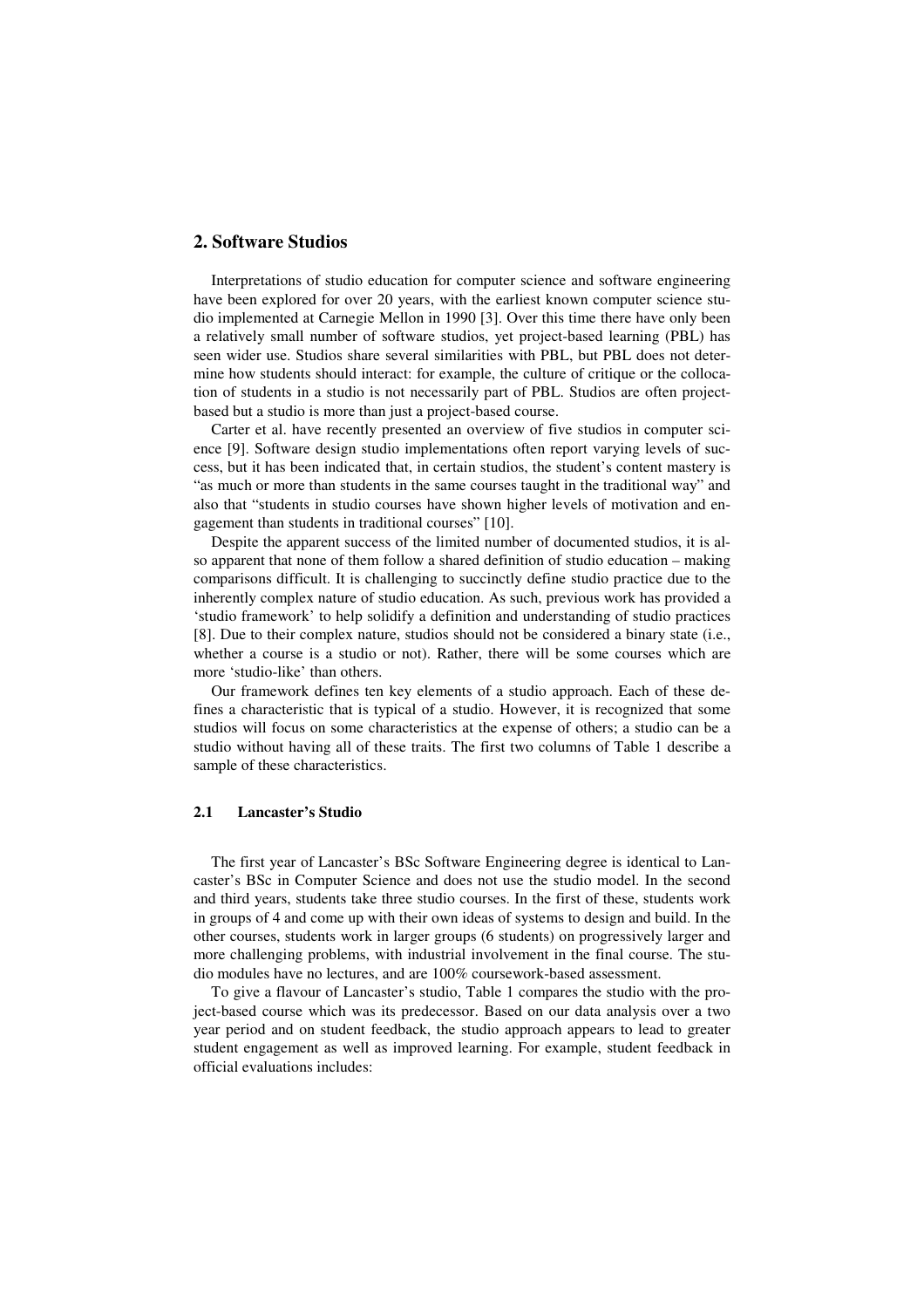## 2. Software Studios

Interpretations of studio education for computer science and software engineering have been explored for over 20 years, with the earliest known computer science studio implemented at Carnegie Mellon in 1990 [3]. Over this time there have only been a relatively small number of software studios, yet project-based learning (PBL) has seen wider use. Studios share several similarities with PBL, but PBL does not determine how students should interact: for example, the culture of critique or the collocation of students in a studio is not necessarily part of PBL. Studios are often project-based but a studio is more than just a project-based course.

Carter et al. have recently presented an overview of five studios in computer science [9]. Software design studio implementations often report varying levels of success, but it has been indicated that, in certain studios, the student's content mastery is "as much or more than students in the same courses taught in the traditional way" and also that "students in studio courses have shown higher levels of motivation and engagement than students in traditional courses" [10].

Despite the apparent success of the limited number of documented studios, it is also apparent that none of them follow a shared definition of studio education – making comparisons difficult. It is challenging to succinctly define studio practice due to the inherently complex nature of studio education. As such, previous work has provided a 'studio framework' to help solidify a definition and understanding of studio practices [8]. Due to their complex nature, studios should not be considered a binary state (i.e., whether a course is a studio or not). Rather, there will be some courses which are more 'studio-like' than others.

Our framework defines ten key elements of a studio approach. Each of these defines a characteristic that is typical of a studio. However, it is recognized that some studios will focus on some characteristics at the expense of others; a studio can be a studio without having all of these traits. The first two columns of Table 1 describe a sample of these characteristics.

### 2.1 Lancaster's Studio

The first year of Lancaster's BSc Software Engineering degree is identical to Lancaster's BSc in Computer Science and does not use the studio model. In the second and third years, students take three studio courses. In the first of these, students work in groups of 4 and come up with their own ideas of systems to design and build. In the other courses, students work in larger groups (6 students) on progressively larger and more challenging problems, with industrial involvement in the final course. The studio modules have no lectures, and are 100% coursework-based assessment.

To give a flavour of Lancaster's studio, Table 1 compares the studio with the project-based course which was its predecessor. Based on our data analysis over a two year period and on student feedback, the studio approach appears to lead to greater student engagement as well as improved learning. For example, student feedback in official evaluations includes: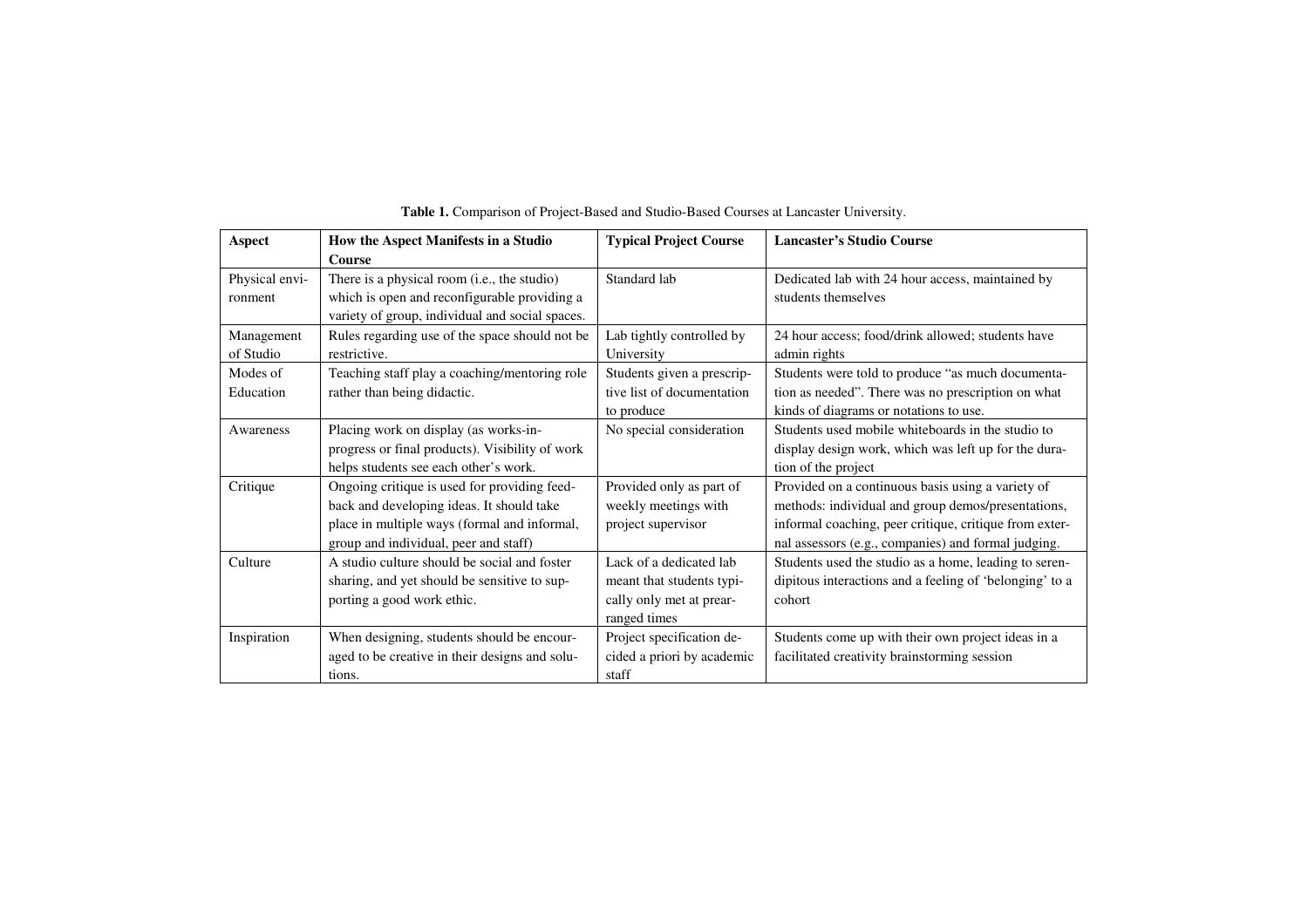**Table 1.** Comparison of Project-Based and Studio-Based Courses at Lancaster University.

| Aspect | How the Aspect Manifests in a Studio Course | Typical Project Course | Lancaster's Studio Course |
|---|---|---|---|
| Physical environment | There is a physical room (i.e., the studio) which is open and reconfigurable providing a variety of group, individual and social spaces. | Standard lab | Dedicated lab with 24 hour access, maintained by students themselves |
| Management of Studio | Rules regarding use of the space should not be restrictive. | Lab tightly controlled by University | 24 hour access; food/drink allowed; students have admin rights |
| Modes of Education | Teaching staff play a coaching/mentoring role rather than being didactic. | Students given a prescriptive list of documentation to produce | Students were told to produce "as much documentation as needed". There was no prescription on what kinds of diagrams or notations to use. |
| Awareness | Placing work on display (as works-in-progress or final products). Visibility of work helps students see each other's work. | No special consideration | Students used mobile whiteboards in the studio to display design work, which was left up for the duration of the project |
| Critique | Ongoing critique is used for providing feedback and developing ideas. It should take place in multiple ways (formal and informal, group and individual, peer and staff) | Provided only as part of weekly meetings with project supervisor | Provided on a continuous basis using a variety of methods: individual and group demos/presentations, informal coaching, peer critique, critique from external assessors (e.g., companies) and formal judging. |
| Culture | A studio culture should be social and foster sharing, and yet should be sensitive to supporting a good work ethic. | Lack of a dedicated lab meant that students typically only met at prearranged times | Students used the studio as a home, leading to serendipitous interactions and a feeling of 'belonging' to a cohort |
| Inspiration | When designing, students should be encouraged to be creative in their designs and solutions. | Project specification decided a priori by academic staff | Students come up with their own project ideas in a facilitated creativity brainstorming session |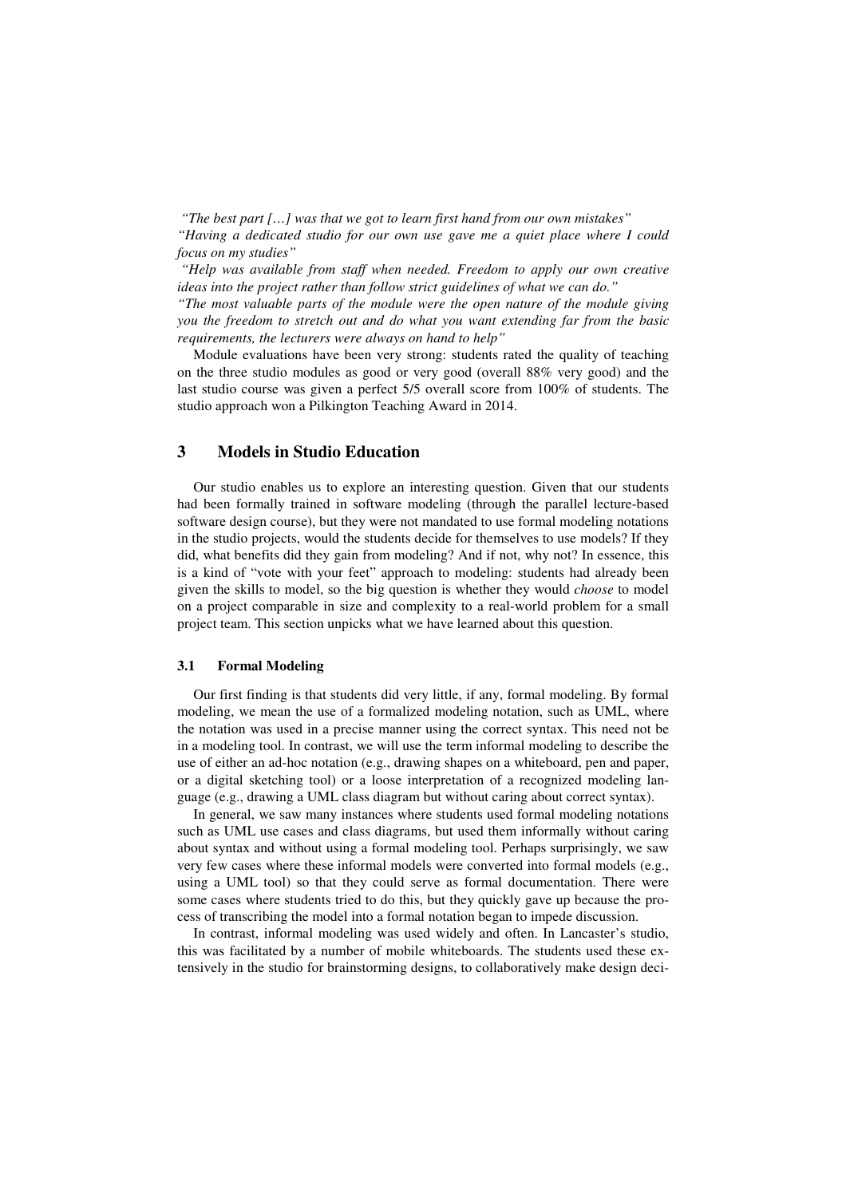*"The best part […] was that we got to learn first hand from our own mistakes"*

*"Having a dedicated studio for our own use gave me a quiet place where I could focus on my studies"*

*"Help was available from staff when needed. Freedom to apply our own creative ideas into the project rather than follow strict guidelines of what we can do."*

*"The most valuable parts of the module were the open nature of the module giving you the freedom to stretch out and do what you want extending far from the basic requirements, the lecturers were always on hand to help"*

Module evaluations have been very strong: students rated the quality of teaching on the three studio modules as good or very good (overall 88% very good) and the last studio course was given a perfect 5/5 overall score from 100% of students. The studio approach won a Pilkington Teaching Award in 2014.

## 3 Models in Studio Education

Our studio enables us to explore an interesting question. Given that our students had been formally trained in software modeling (through the parallel lecture-based software design course), but they were not mandated to use formal modeling notations in the studio projects, would the students decide for themselves to use models? If they did, what benefits did they gain from modeling? And if not, why not? In essence, this is a kind of "vote with your feet" approach to modeling: students had already been given the skills to model, so the big question is whether they would *choose* to model on a project comparable in size and complexity to a real-world problem for a small project team. This section unpicks what we have learned about this question.

### 3.1 Formal Modeling

Our first finding is that students did very little, if any, formal modeling. By formal modeling, we mean the use of a formalized modeling notation, such as UML, where the notation was used in a precise manner using the correct syntax. This need not be in a modeling tool. In contrast, we will use the term informal modeling to describe the use of either an ad-hoc notation (e.g., drawing shapes on a whiteboard, pen and paper, or a digital sketching tool) or a loose interpretation of a recognized modeling language (e.g., drawing a UML class diagram but without caring about correct syntax).

In general, we saw many instances where students used formal modeling notations such as UML use cases and class diagrams, but used them informally without caring about syntax and without using a formal modeling tool. Perhaps surprisingly, we saw very few cases where these informal models were converted into formal models (e.g., using a UML tool) so that they could serve as formal documentation. There were some cases where students tried to do this, but they quickly gave up because the process of transcribing the model into a formal notation began to impede discussion.

In contrast, informal modeling was used widely and often. In Lancaster's studio, this was facilitated by a number of mobile whiteboards. The students used these extensively in the studio for brainstorming designs, to collaboratively make design deci-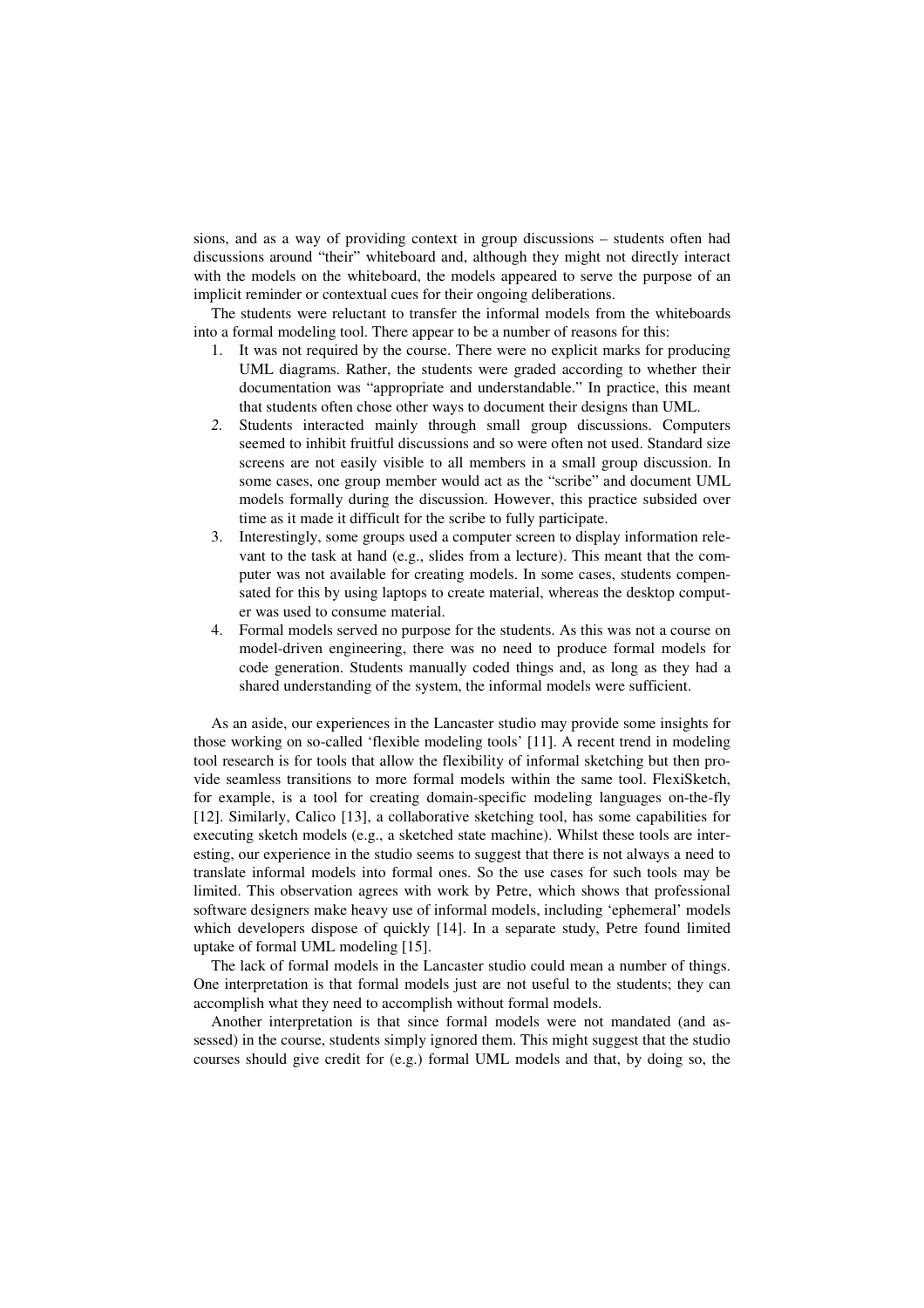sions, and as a way of providing context in group discussions – students often had discussions around "their" whiteboard and, although they might not directly interact with the models on the whiteboard, the models appeared to serve the purpose of an implicit reminder or contextual cues for their ongoing deliberations.

The students were reluctant to transfer the informal models from the whiteboards into a formal modeling tool. There appear to be a number of reasons for this:

1. It was not required by the course. There were no explicit marks for producing UML diagrams. Rather, the students were graded according to whether their documentation was "appropriate and understandable." In practice, this meant that students often chose other ways to document their designs than UML.
2. Students interacted mainly through small group discussions. Computers seemed to inhibit fruitful discussions and so were often not used. Standard size screens are not easily visible to all members in a small group discussion. In some cases, one group member would act as the "scribe" and document UML models formally during the discussion. However, this practice subsided over time as it made it difficult for the scribe to fully participate.
3. Interestingly, some groups used a computer screen to display information relevant to the task at hand (e.g., slides from a lecture). This meant that the computer was not available for creating models. In some cases, students compensated for this by using laptops to create material, whereas the desktop computer was used to consume material.
4. Formal models served no purpose for the students. As this was not a course on model-driven engineering, there was no need to produce formal models for code generation. Students manually coded things and, as long as they had a shared understanding of the system, the informal models were sufficient.

As an aside, our experiences in the Lancaster studio may provide some insights for those working on so-called 'flexible modeling tools' [11]. A recent trend in modeling tool research is for tools that allow the flexibility of informal sketching but then provide seamless transitions to more formal models within the same tool. FlexiSketch, for example, is a tool for creating domain-specific modeling languages on-the-fly [12]. Similarly, Calico [13], a collaborative sketching tool, has some capabilities for executing sketch models (e.g., a sketched state machine). Whilst these tools are interesting, our experience in the studio seems to suggest that there is not always a need to translate informal models into formal ones. So the use cases for such tools may be limited. This observation agrees with work by Petre, which shows that professional software designers make heavy use of informal models, including 'ephemeral' models which developers dispose of quickly [14]. In a separate study, Petre found limited uptake of formal UML modeling [15].

The lack of formal models in the Lancaster studio could mean a number of things. One interpretation is that formal models just are not useful to the students; they can accomplish what they need to accomplish without formal models.

Another interpretation is that since formal models were not mandated (and assessed) in the course, students simply ignored them. This might suggest that the studio courses should give credit for (e.g.) formal UML models and that, by doing so, the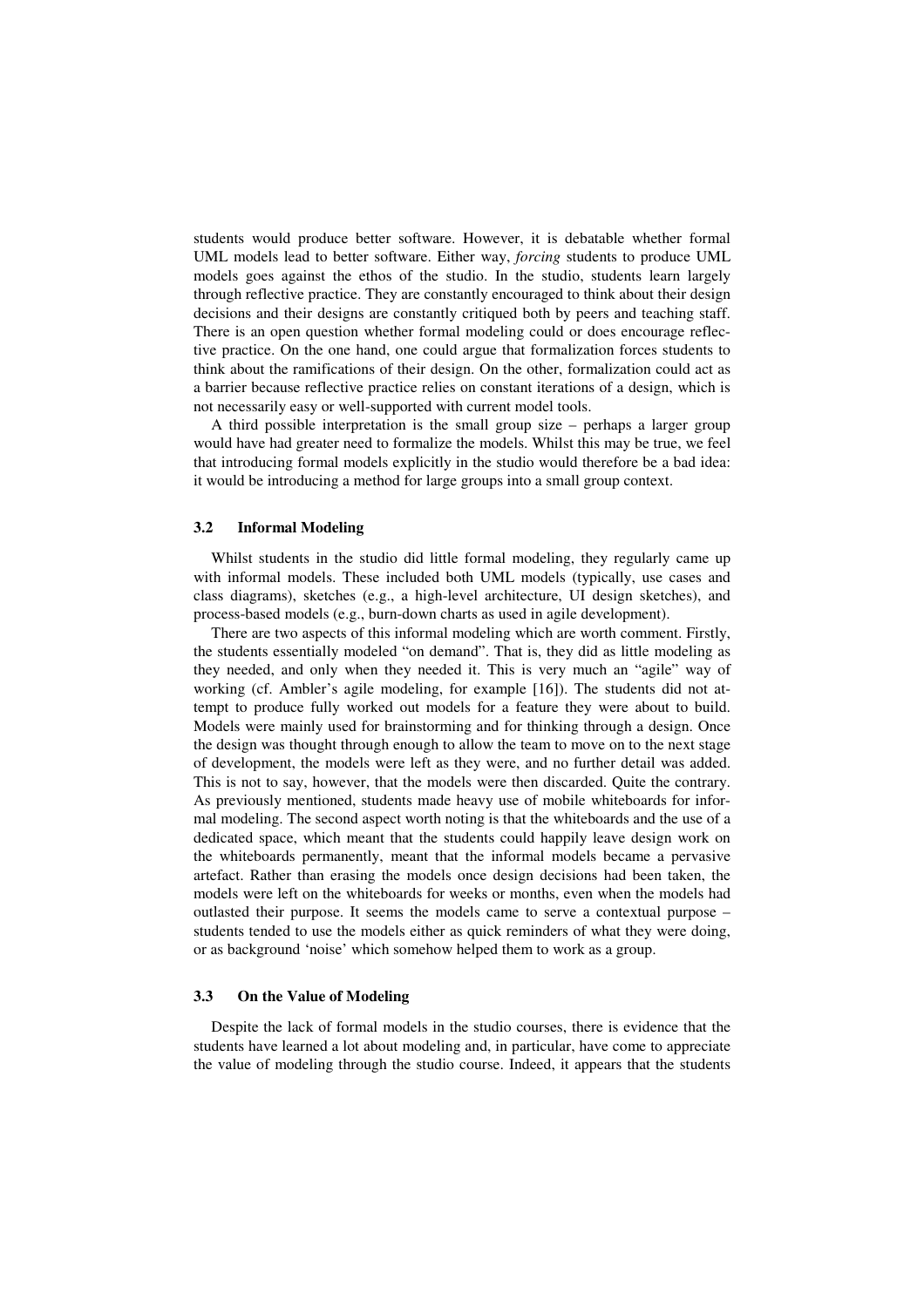students would produce better software. However, it is debatable whether formal UML models lead to better software. Either way, *forcing* students to produce UML models goes against the ethos of the studio. In the studio, students learn largely through reflective practice. They are constantly encouraged to think about their design decisions and their designs are constantly critiqued both by peers and teaching staff. There is an open question whether formal modeling could or does encourage reflective practice. On the one hand, one could argue that formalization forces students to think about the ramifications of their design. On the other, formalization could act as a barrier because reflective practice relies on constant iterations of a design, which is not necessarily easy or well-supported with current model tools.

A third possible interpretation is the small group size – perhaps a larger group would have had greater need to formalize the models. Whilst this may be true, we feel that introducing formal models explicitly in the studio would therefore be a bad idea: it would be introducing a method for large groups into a small group context.

### 3.2 Informal Modeling

Whilst students in the studio did little formal modeling, they regularly came up with informal models. These included both UML models (typically, use cases and class diagrams), sketches (e.g., a high-level architecture, UI design sketches), and process-based models (e.g., burn-down charts as used in agile development).

There are two aspects of this informal modeling which are worth comment. Firstly, the students essentially modeled "on demand". That is, they did as little modeling as they needed, and only when they needed it. This is very much an "agile" way of working (cf. Ambler's agile modeling, for example [16]). The students did not attempt to produce fully worked out models for a feature they were about to build. Models were mainly used for brainstorming and for thinking through a design. Once the design was thought through enough to allow the team to move on to the next stage of development, the models were left as they were, and no further detail was added. This is not to say, however, that the models were then discarded. Quite the contrary. As previously mentioned, students made heavy use of mobile whiteboards for informal modeling. The second aspect worth noting is that the whiteboards and the use of a dedicated space, which meant that the students could happily leave design work on the whiteboards permanently, meant that the informal models became a pervasive artefact. Rather than erasing the models once design decisions had been taken, the models were left on the whiteboards for weeks or months, even when the models had outlasted their purpose. It seems the models came to serve a contextual purpose – students tended to use the models either as quick reminders of what they were doing, or as background 'noise' which somehow helped them to work as a group.

### 3.3 On the Value of Modeling

Despite the lack of formal models in the studio courses, there is evidence that the students have learned a lot about modeling and, in particular, have come to appreciate the value of modeling through the studio course. Indeed, it appears that the students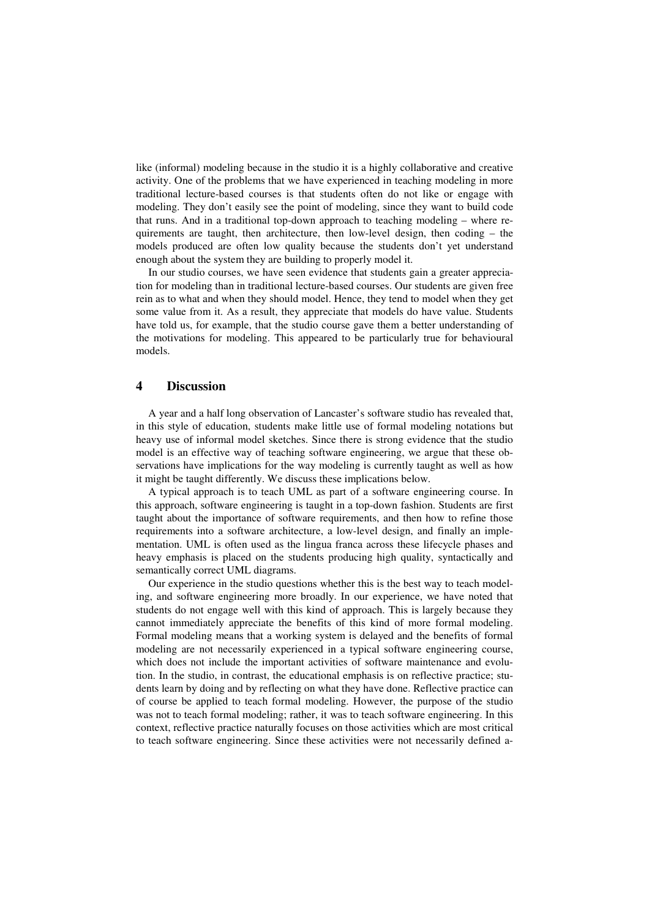like (informal) modeling because in the studio it is a highly collaborative and creative activity. One of the problems that we have experienced in teaching modeling in more traditional lecture-based courses is that students often do not like or engage with modeling. They don't easily see the point of modeling, since they want to build code that runs. And in a traditional top-down approach to teaching modeling – where requirements are taught, then architecture, then low-level design, then coding – the models produced are often low quality because the students don't yet understand enough about the system they are building to properly model it.

In our studio courses, we have seen evidence that students gain a greater appreciation for modeling than in traditional lecture-based courses. Our students are given free rein as to what and when they should model. Hence, they tend to model when they get some value from it. As a result, they appreciate that models do have value. Students have told us, for example, that the studio course gave them a better understanding of the motivations for modeling. This appeared to be particularly true for behavioural models.

## 4 Discussion

A year and a half long observation of Lancaster's software studio has revealed that, in this style of education, students make little use of formal modeling notations but heavy use of informal model sketches. Since there is strong evidence that the studio model is an effective way of teaching software engineering, we argue that these observations have implications for the way modeling is currently taught as well as how it might be taught differently. We discuss these implications below.

A typical approach is to teach UML as part of a software engineering course. In this approach, software engineering is taught in a top-down fashion. Students are first taught about the importance of software requirements, and then how to refine those requirements into a software architecture, a low-level design, and finally an implementation. UML is often used as the lingua franca across these lifecycle phases and heavy emphasis is placed on the students producing high quality, syntactically and semantically correct UML diagrams.

Our experience in the studio questions whether this is the best way to teach modeling, and software engineering more broadly. In our experience, we have noted that students do not engage well with this kind of approach. This is largely because they cannot immediately appreciate the benefits of this kind of more formal modeling. Formal modeling means that a working system is delayed and the benefits of formal modeling are not necessarily experienced in a typical software engineering course, which does not include the important activities of software maintenance and evolution. In the studio, in contrast, the educational emphasis is on reflective practice; students learn by doing and by reflecting on what they have done. Reflective practice can of course be applied to teach formal modeling. However, the purpose of the studio was not to teach formal modeling; rather, it was to teach software engineering. In this context, reflective practice naturally focuses on those activities which are most critical to teach software engineering. Since these activities were not necessarily defined a-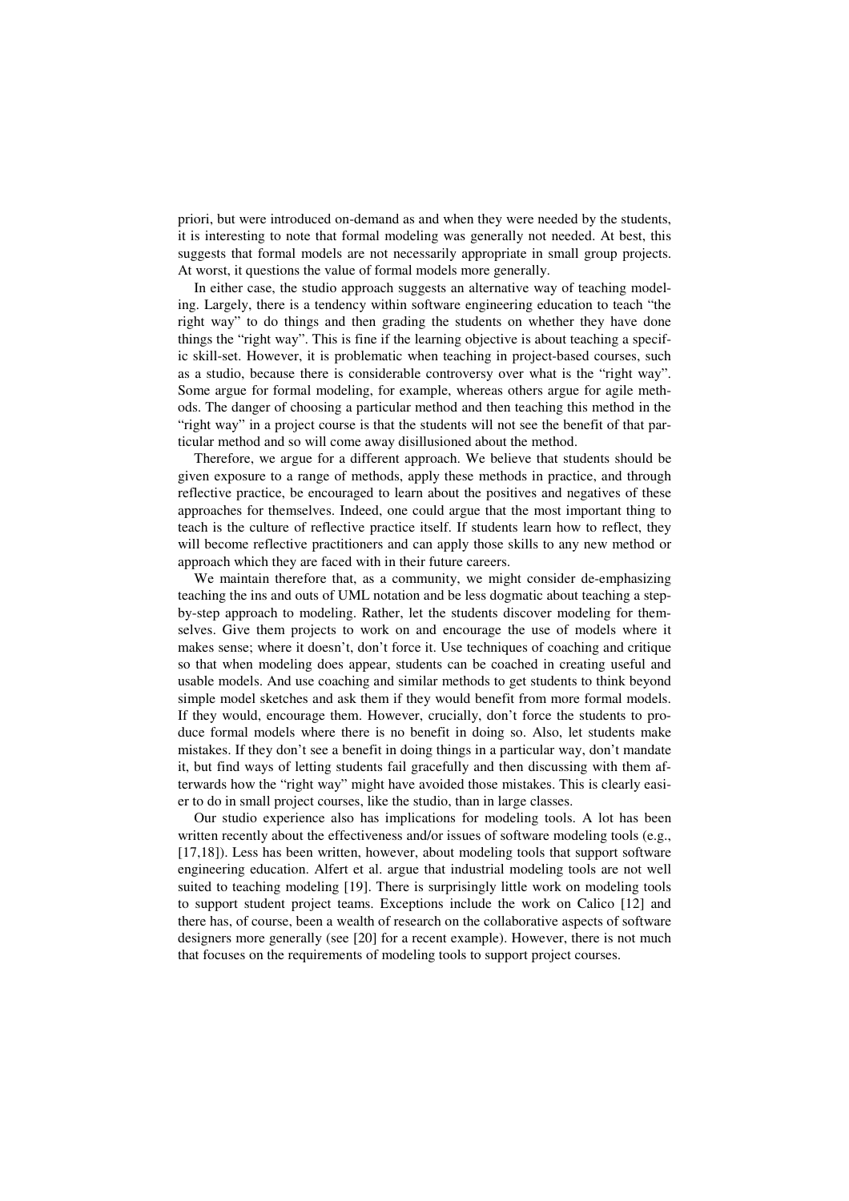priori, but were introduced on-demand as and when they were needed by the students, it is interesting to note that formal modeling was generally not needed. At best, this suggests that formal models are not necessarily appropriate in small group projects. At worst, it questions the value of formal models more generally.

In either case, the studio approach suggests an alternative way of teaching modeling. Largely, there is a tendency within software engineering education to teach "the right way" to do things and then grading the students on whether they have done things the "right way". This is fine if the learning objective is about teaching a specific skill-set. However, it is problematic when teaching in project-based courses, such as a studio, because there is considerable controversy over what is the "right way". Some argue for formal modeling, for example, whereas others argue for agile methods. The danger of choosing a particular method and then teaching this method in the "right way" in a project course is that the students will not see the benefit of that particular method and so will come away disillusioned about the method.

Therefore, we argue for a different approach. We believe that students should be given exposure to a range of methods, apply these methods in practice, and through reflective practice, be encouraged to learn about the positives and negatives of these approaches for themselves. Indeed, one could argue that the most important thing to teach is the culture of reflective practice itself. If students learn how to reflect, they will become reflective practitioners and can apply those skills to any new method or approach which they are faced with in their future careers.

We maintain therefore that, as a community, we might consider de-emphasizing teaching the ins and outs of UML notation and be less dogmatic about teaching a step-by-step approach to modeling. Rather, let the students discover modeling for themselves. Give them projects to work on and encourage the use of models where it makes sense; where it doesn't, don't force it. Use techniques of coaching and critique so that when modeling does appear, students can be coached in creating useful and usable models. And use coaching and similar methods to get students to think beyond simple model sketches and ask them if they would benefit from more formal models. If they would, encourage them. However, crucially, don't force the students to produce formal models where there is no benefit in doing so. Also, let students make mistakes. If they don't see a benefit in doing things in a particular way, don't mandate it, but find ways of letting students fail gracefully and then discussing with them afterwards how the "right way" might have avoided those mistakes. This is clearly easier to do in small project courses, like the studio, than in large classes.

Our studio experience also has implications for modeling tools. A lot has been written recently about the effectiveness and/or issues of software modeling tools (e.g., [17,18]). Less has been written, however, about modeling tools that support software engineering education. Alfert et al. argue that industrial modeling tools are not well suited to teaching modeling [19]. There is surprisingly little work on modeling tools to support student project teams. Exceptions include the work on Calico [12] and there has, of course, been a wealth of research on the collaborative aspects of software designers more generally (see [20] for a recent example). However, there is not much that focuses on the requirements of modeling tools to support project courses.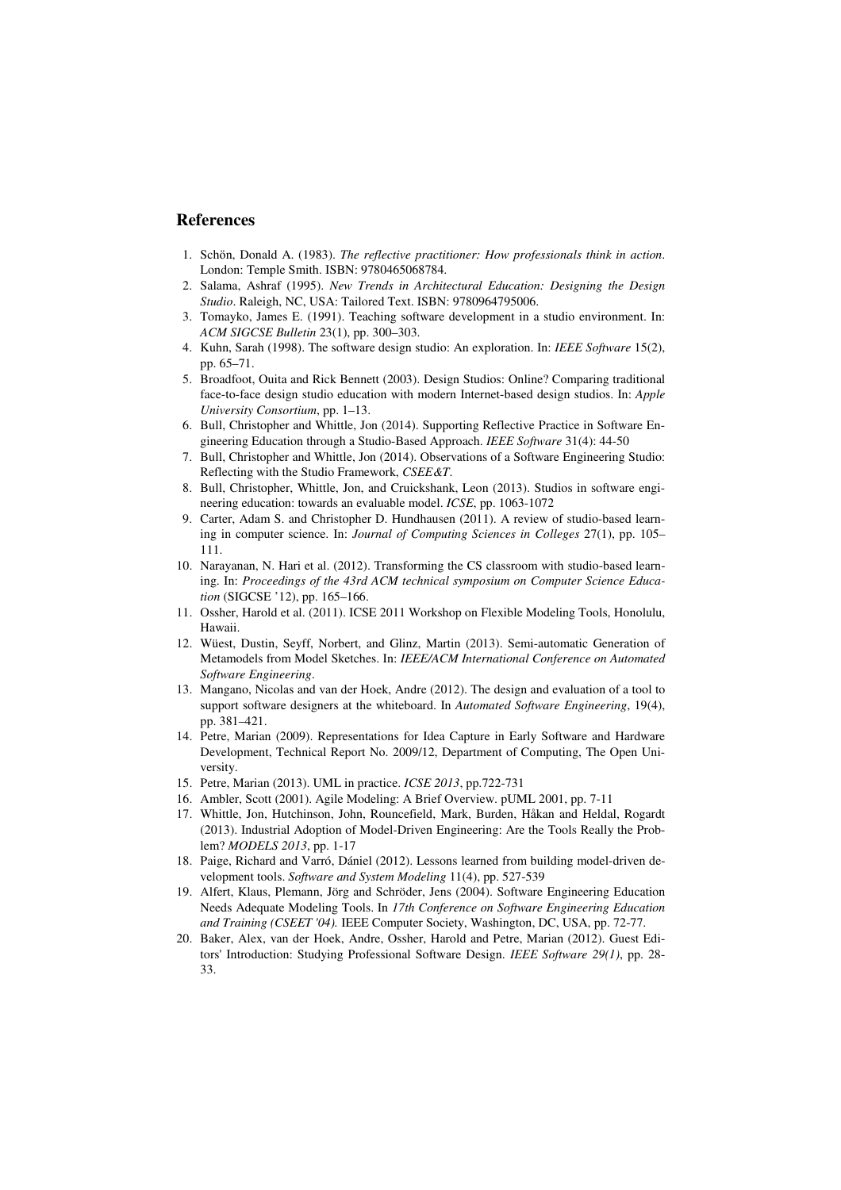## References

1. Schön, Donald A. (1983). *The reflective practitioner: How professionals think in action*. London: Temple Smith. ISBN: 9780465068784.
2. Salama, Ashraf (1995). *New Trends in Architectural Education: Designing the Design Studio*. Raleigh, NC, USA: Tailored Text. ISBN: 9780964795006.
3. Tomayko, James E. (1991). Teaching software development in a studio environment. In: *ACM SIGCSE Bulletin* 23(1), pp. 300–303.
4. Kuhn, Sarah (1998). The software design studio: An exploration. In: *IEEE Software* 15(2), pp. 65–71.
5. Broadfoot, Ouita and Rick Bennett (2003). Design Studios: Online? Comparing traditional face-to-face design studio education with modern Internet-based design studios. In: *Apple University Consortium*, pp. 1–13.
6. Bull, Christopher and Whittle, Jon (2014). Supporting Reflective Practice in Software Engineering Education through a Studio-Based Approach. *IEEE Software* 31(4): 44-50
7. Bull, Christopher and Whittle, Jon (2014). Observations of a Software Engineering Studio: Reflecting with the Studio Framework, *CSEE&T*.
8. Bull, Christopher, Whittle, Jon, and Cruickshank, Leon (2013). Studios in software engineering education: towards an evaluable model. *ICSE*, pp. 1063-1072
9. Carter, Adam S. and Christopher D. Hundhausen (2011). A review of studio-based learning in computer science. In: *Journal of Computing Sciences in Colleges* 27(1), pp. 105–111.
10. Narayanan, N. Hari et al. (2012). Transforming the CS classroom with studio-based learning. In: *Proceedings of the 43rd ACM technical symposium on Computer Science Education* (SIGCSE '12), pp. 165–166.
11. Ossher, Harold et al. (2011). ICSE 2011 Workshop on Flexible Modeling Tools, Honolulu, Hawaii.
12. Wüest, Dustin, Seyff, Norbert, and Glinz, Martin (2013). Semi-automatic Generation of Metamodels from Model Sketches. In: *IEEE/ACM International Conference on Automated Software Engineering*.
13. Mangano, Nicolas and van der Hoek, Andre (2012). The design and evaluation of a tool to support software designers at the whiteboard. In *Automated Software Engineering*, 19(4), pp. 381–421.
14. Petre, Marian (2009). Representations for Idea Capture in Early Software and Hardware Development, Technical Report No. 2009/12, Department of Computing, The Open University.
15. Petre, Marian (2013). UML in practice. *ICSE 2013*, pp.722-731
16. Ambler, Scott (2001). Agile Modeling: A Brief Overview. pUML 2001, pp. 7-11
17. Whittle, Jon, Hutchinson, John, Rouncefield, Mark, Burden, Håkan and Heldal, Rogardt (2013). Industrial Adoption of Model-Driven Engineering: Are the Tools Really the Problem? *MODELS 2013*, pp. 1-17
18. Paige, Richard and Varró, Dániel (2012). Lessons learned from building model-driven development tools. *Software and System Modeling* 11(4), pp. 527-539
19. Alfert, Klaus, Plemann, Jörg and Schröder, Jens (2004). Software Engineering Education Needs Adequate Modeling Tools. In *17th Conference on Software Engineering Education and Training (CSEET '04).* IEEE Computer Society, Washington, DC, USA, pp. 72-77.
20. Baker, Alex, van der Hoek, Andre, Ossher, Harold and Petre, Marian (2012). Guest Editors' Introduction: Studying Professional Software Design. *IEEE Software 29(1)*, pp. 28-33.